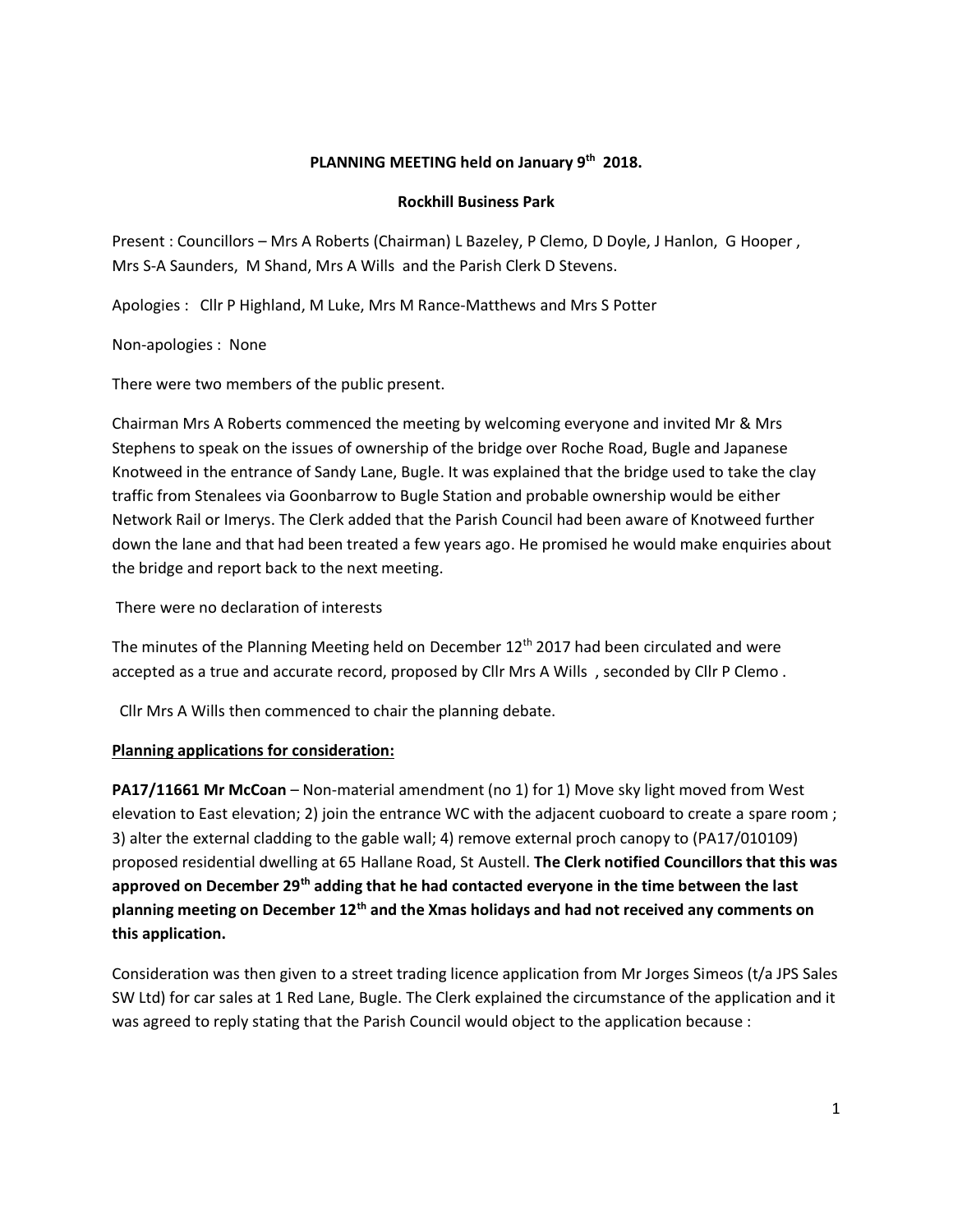**PLANNING MEETING held on January 9th 2018.**

**Rockhill Business Park**

Present : Councillors – Mrs A Roberts (Chairman) L Bazeley, P Clemo, D Doyle, J Hanlon, G Hooper , Mrs S-A Saunders, M Shand, Mrs A Wills and the Parish Clerk D Stevens.

Apologies : Cllr P Highland, M Luke, Mrs M Rance-Matthews and Mrs S Potter

Non-apologies : None

There were two members of the public present.

Chairman Mrs A Roberts commenced the meeting by welcoming everyone and invited Mr & Mrs Stephens to speak on the issues of ownership of the bridge over Roche Road, Bugle and Japanese Knotweed in the entrance of Sandy Lane, Bugle. It was explained that the bridge used to take the clay traffic from Stenalees via Goonbarrow to Bugle Station and probable ownership would be either Network Rail or Imerys. The Clerk added that the Parish Council had been aware of Knotweed further down the lane and that had been treated a few years ago. He promised he would make enquiries about the bridge and report back to the next meeting.

There were no declaration of interests

The minutes of the Planning Meeting held on December 12th 2017 had been circulated and were accepted as a true and accurate record, proposed by Cllr Mrs A Wills , seconded by Cllr P Clemo .

Cllr Mrs A Wills then commenced to chair the planning debate.

**Planning applications for consideration:**

**PA17/11661 Mr McCoan** – Non-material amendment (no 1) for 1) Move sky light moved from West elevation to East elevation; 2) join the entrance WC with the adjacent cuoboard to create a spare room ; 3) alter the external cladding to the gable wall; 4) remove external proch canopy to (PA17/010109) proposed residential dwelling at 65 Hallane Road, St Austell. **The Clerk notified Councillors that this was approved on December 29th adding that he had contacted everyone in the time between the last planning meeting on December 12th and the Xmas holidays and had not received any comments on this application.**

Consideration was then given to a street trading licence application from Mr Jorges Simeos (t/a JPS Sales SW Ltd) for car sales at 1 Red Lane, Bugle. The Clerk explained the circumstance of the application and it was agreed to reply stating that the Parish Council would object to the application because :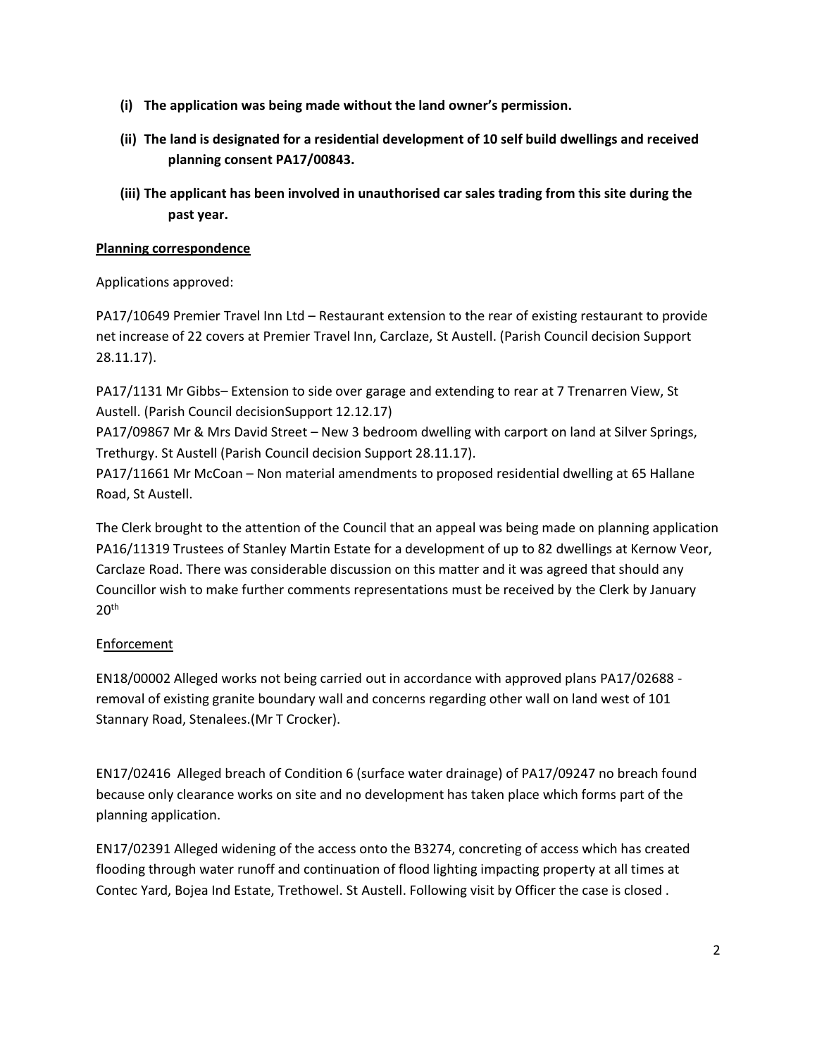- **(i) The application was being made without the land owner's permission.**
- **(ii) The land is designated for a residential development of 10 self build dwellings and received planning consent PA17/00843.**
- **(iii) The applicant has been involved in unauthorised car sales trading from this site during the past year.**

**Planning correspondence**

Applications approved:

PA17/10649 Premier Travel Inn Ltd – Restaurant extension to the rear of existing restaurant to provide net increase of 22 covers at Premier Travel Inn, Carclaze, St Austell. (Parish Council decision Support 28.11.17).

PA17/1131 Mr Gibbs– Extension to side over garage and extending to rear at 7 Trenarren View, St Austell. (Parish Council decisionSupport 12.12.17)
PA17/09867 Mr & Mrs David Street – New 3 bedroom dwelling with carport on land at Silver Springs, Trethurgy. St Austell (Parish Council decision Support 28.11.17).
PA17/11661 Mr McCoan – Non material amendments to proposed residential dwelling at 65 Hallane Road, St Austell.

The Clerk brought to the attention of the Council that an appeal was being made on planning application PA16/11319 Trustees of Stanley Martin Estate for a development of up to 82 dwellings at Kernow Veor, Carclaze Road. There was considerable discussion on this matter and it was agreed that should any Councillor wish to make further comments representations must be received by the Clerk by January 20th

Enforcement

EN18/00002 Alleged works not being carried out in accordance with approved plans PA17/02688 - removal of existing granite boundary wall and concerns regarding other wall on land west of 101 Stannary Road, Stenalees.(Mr T Crocker).

EN17/02416 Alleged breach of Condition 6 (surface water drainage) of PA17/09247 no breach found because only clearance works on site and no development has taken place which forms part of the planning application.

EN17/02391 Alleged widening of the access onto the B3274, concreting of access which has created flooding through water runoff and continuation of flood lighting impacting property at all times at Contec Yard, Bojea Ind Estate, Trethowel. St Austell. Following visit by Officer the case is closed .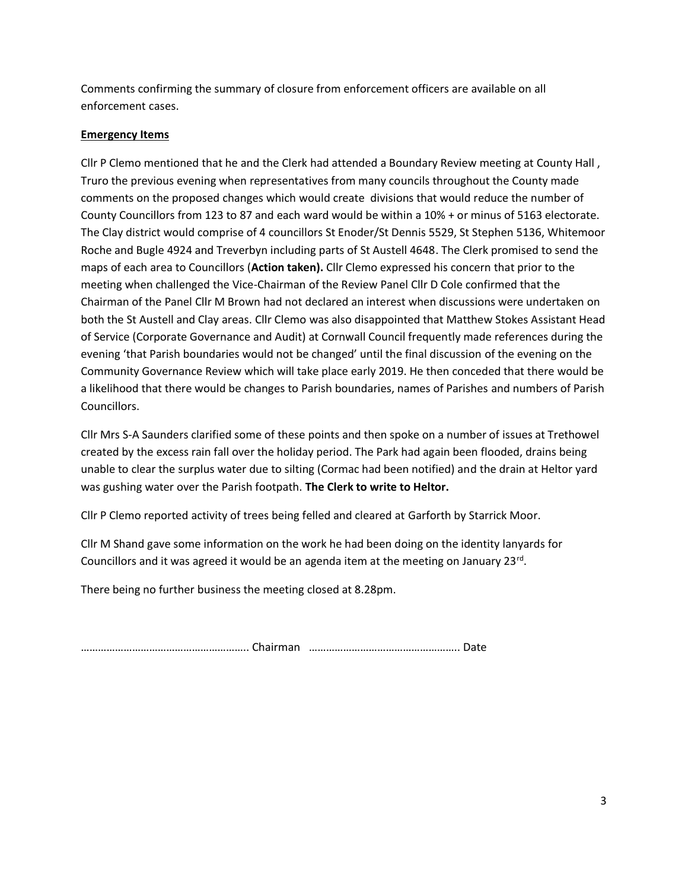Comments confirming the summary of closure from enforcement officers are available on all enforcement cases.

**Emergency Items**

Cllr P Clemo mentioned that he and the Clerk had attended a Boundary Review meeting at County Hall , Truro the previous evening when representatives from many councils throughout the County made comments on the proposed changes which would create divisions that would reduce the number of County Councillors from 123 to 87 and each ward would be within a 10% + or minus of 5163 electorate. The Clay district would comprise of 4 councillors St Enoder/St Dennis 5529, St Stephen 5136, Whitemoor Roche and Bugle 4924 and Treverbyn including parts of St Austell 4648. The Clerk promised to send the maps of each area to Councillors (**Action taken).** Cllr Clemo expressed his concern that prior to the meeting when challenged the Vice-Chairman of the Review Panel Cllr D Cole confirmed that the Chairman of the Panel Cllr M Brown had not declared an interest when discussions were undertaken on both the St Austell and Clay areas. Cllr Clemo was also disappointed that Matthew Stokes Assistant Head of Service (Corporate Governance and Audit) at Cornwall Council frequently made references during the evening 'that Parish boundaries would not be changed' until the final discussion of the evening on the Community Governance Review which will take place early 2019. He then conceded that there would be a likelihood that there would be changes to Parish boundaries, names of Parishes and numbers of Parish Councillors.

Cllr Mrs S-A Saunders clarified some of these points and then spoke on a number of issues at Trethowel created by the excess rain fall over the holiday period. The Park had again been flooded, drains being unable to clear the surplus water due to silting (Cormac had been notified) and the drain at Heltor yard was gushing water over the Parish footpath. **The Clerk to write to Heltor.**

Cllr P Clemo reported activity of trees being felled and cleared at Garforth by Starrick Moor.

Cllr M Shand gave some information on the work he had been doing on the identity lanyards for Councillors and it was agreed it would be an agenda item at the meeting on January 23rd.

There being no further business the meeting closed at 8.28pm.

………………………………………………….. Chairman ……………………………………………. Date